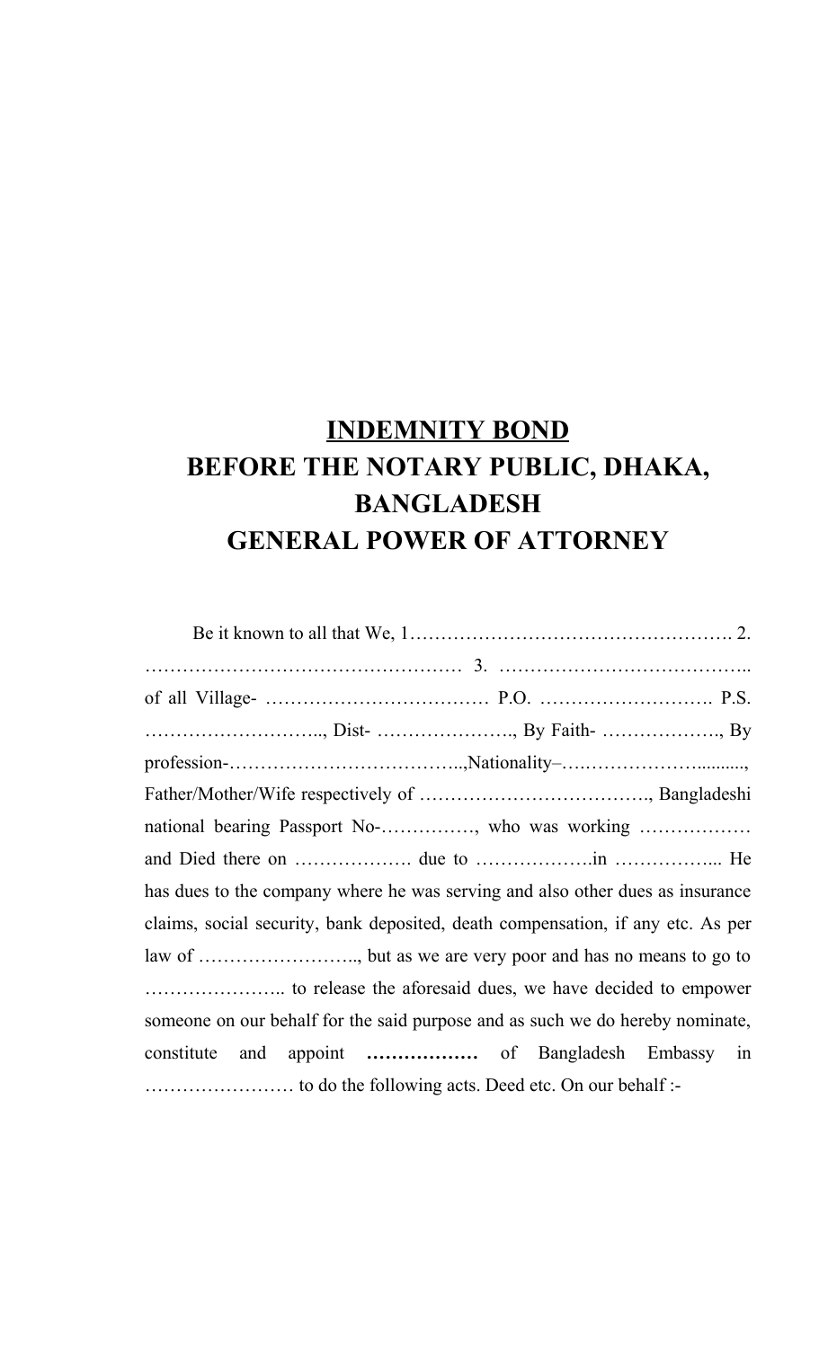# INDEMNITY BOND

# BEFORE THE NOTARY PUBLIC, DHAKA, BANGLADESH

# GENERAL POWER OF ATTORNEY

Be it known to all that We, 1……………………………………………. 2. …………………………………………… 3. ………………………………….. of all Village- ……………………………… P.O. ………………………. P.S. ……………………….., Dist- …………………., By Faith- ………………., By profession-……………………………..,Nationality–….………………........., Father/Mother/Wife respectively of ………………………………., Bangladeshi national bearing Passport No-……………, who was working ……………… and Died there on ………………. due to ……………….in ……………... He has dues to the company where he was serving and also other dues as insurance claims, social security, bank deposited, death compensation, if any etc. As per law of ……………………., but as we are very poor and has no means to go to ………………….. to release the aforesaid dues, we have decided to empower someone on our behalf for the said purpose and as such we do hereby nominate, constitute and appoint **………………** of Bangladesh Embassy in …………………… to do the following acts. Deed etc. On our behalf :-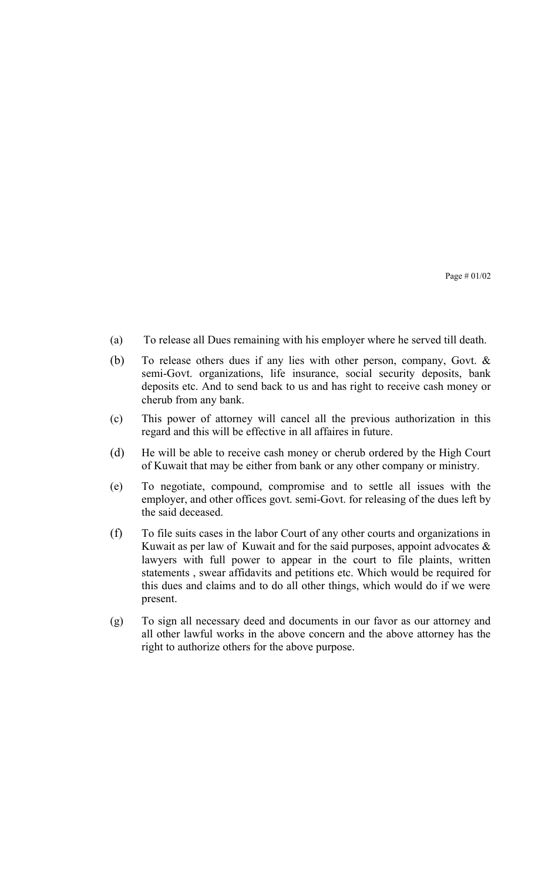(a) To release all Dues remaining with his employer where he served till death.

(b) To release others dues if any lies with other person, company, Govt. & semi-Govt. organizations, life insurance, social security deposits, bank deposits etc. And to send back to us and has right to receive cash money or cherub from any bank.

(c) This power of attorney will cancel all the previous authorization in this regard and this will be effective in all affaires in future.

(d) He will be able to receive cash money or cherub ordered by the High Court of Kuwait that may be either from bank or any other company or ministry.

(e) To negotiate, compound, compromise and to settle all issues with the employer, and other offices govt. semi-Govt. for releasing of the dues left by the said deceased.

(f) To file suits cases in the labor Court of any other courts and organizations in Kuwait as per law of Kuwait and for the said purposes, appoint advocates & lawyers with full power to appear in the court to file plaints, written statements , swear affidavits and petitions etc. Which would be required for this dues and claims and to do all other things, which would do if we were present.

(g) To sign all necessary deed and documents in our favor as our attorney and all other lawful works in the above concern and the above attorney has the right to authorize others for the above purpose.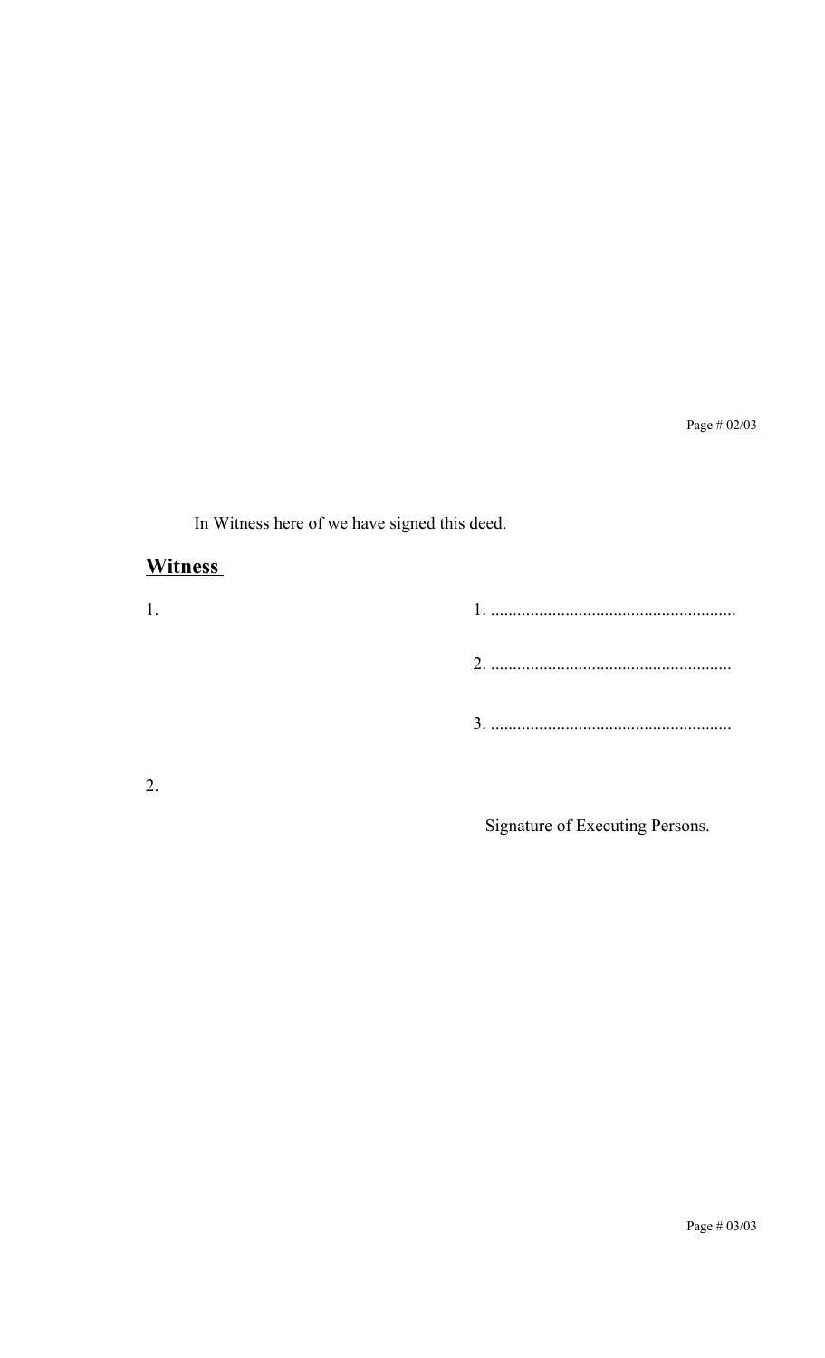In Witness here of we have signed this deed.

**Witness**

1.

1. .......................................................

2. ......................................................

3. ......................................................

2.

Signature of Executing Persons.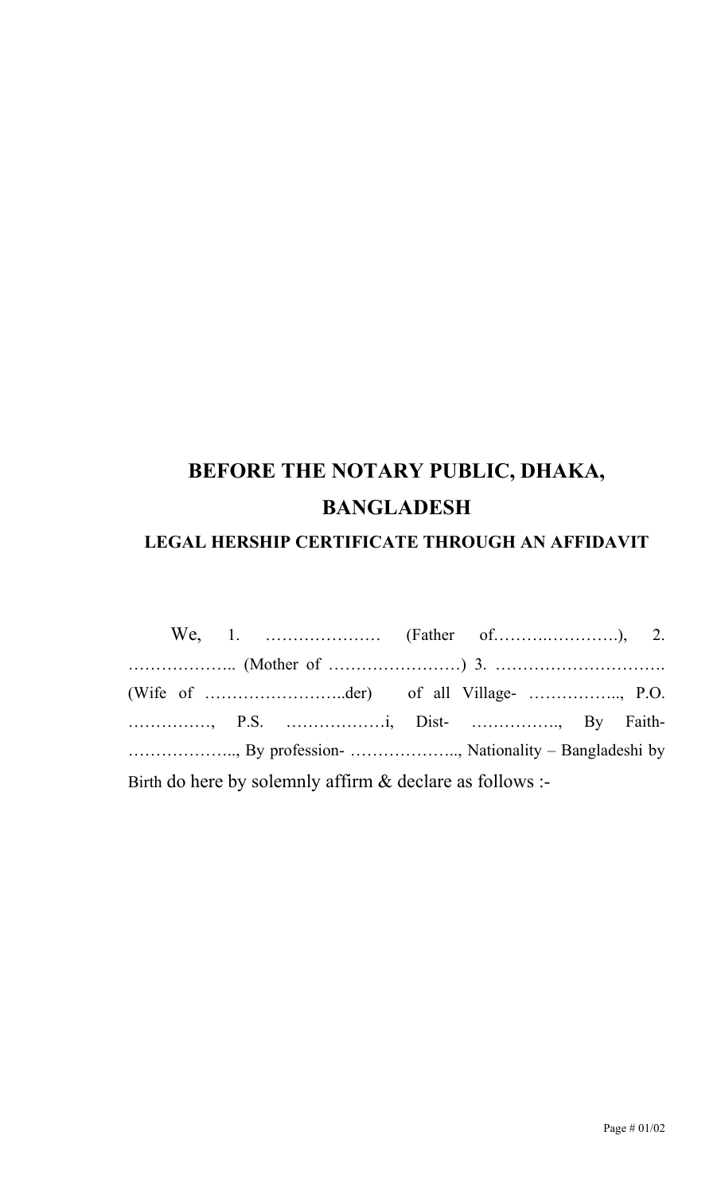# BEFORE THE NOTARY PUBLIC, DHAKA, BANGLADESH

### LEGAL HERSHIP CERTIFICATE THROUGH AN AFFIDAVIT

We, 1. ………………… (Father of……….………….), 2. ……………….. (Mother of ……………………) 3. …………………………. (Wife of ……………………..der) of all Village- …………….., P.O. ……………, P.S. ………………i, Dist- ……………., By Faith- ……………….., By profession- ……………….., Nationality – Bangladeshi by Birth do here by solemnly affirm & declare as follows :-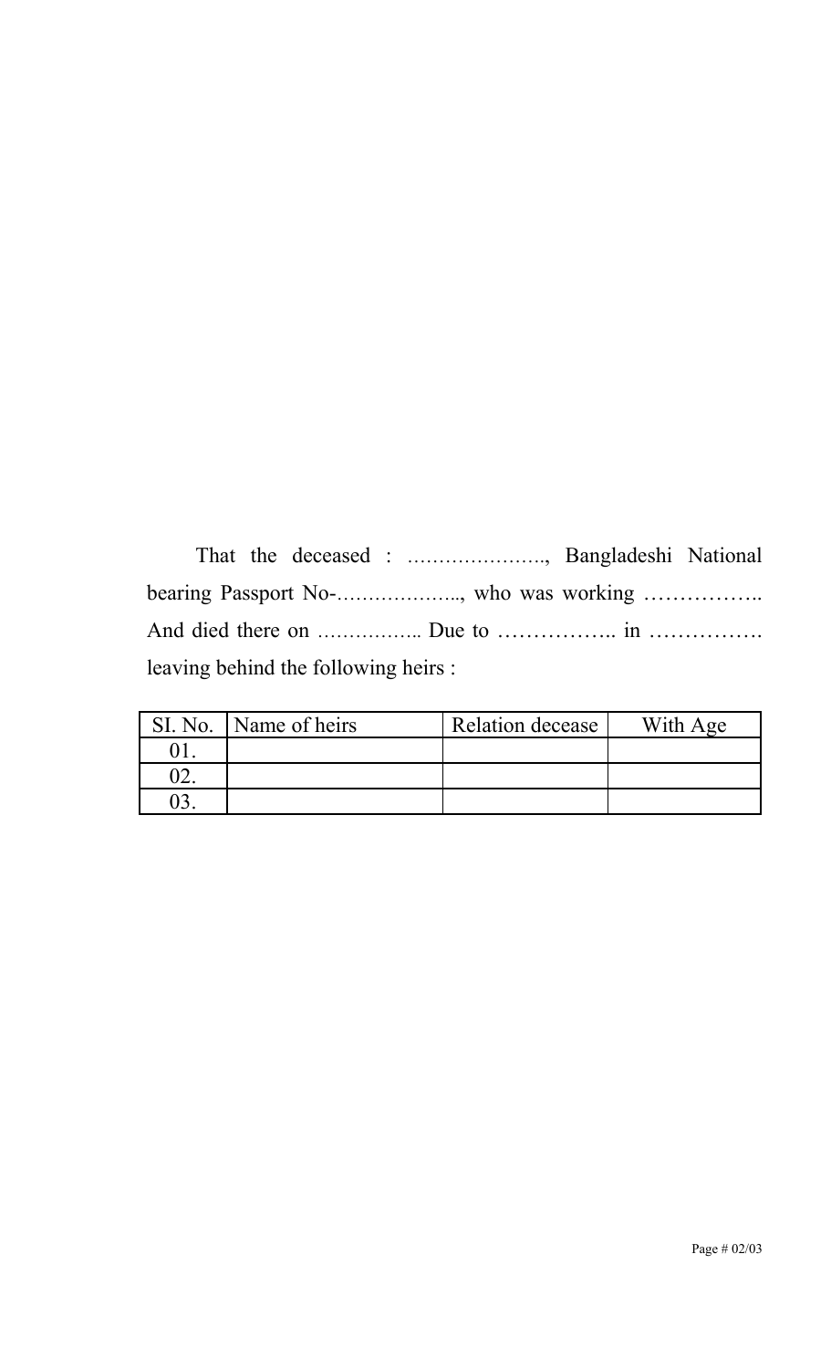That the deceased : …………………., Bangladeshi National bearing Passport No-……………….., who was working …………….. And died there on …………….. Due to …………….. in ……………. leaving behind the following heirs :

| SI. No. | Name of heirs | Relation decease | With Age |
|---|---|---|---|
| 01. | | | |
| 02. | | | |
| 03. | | | |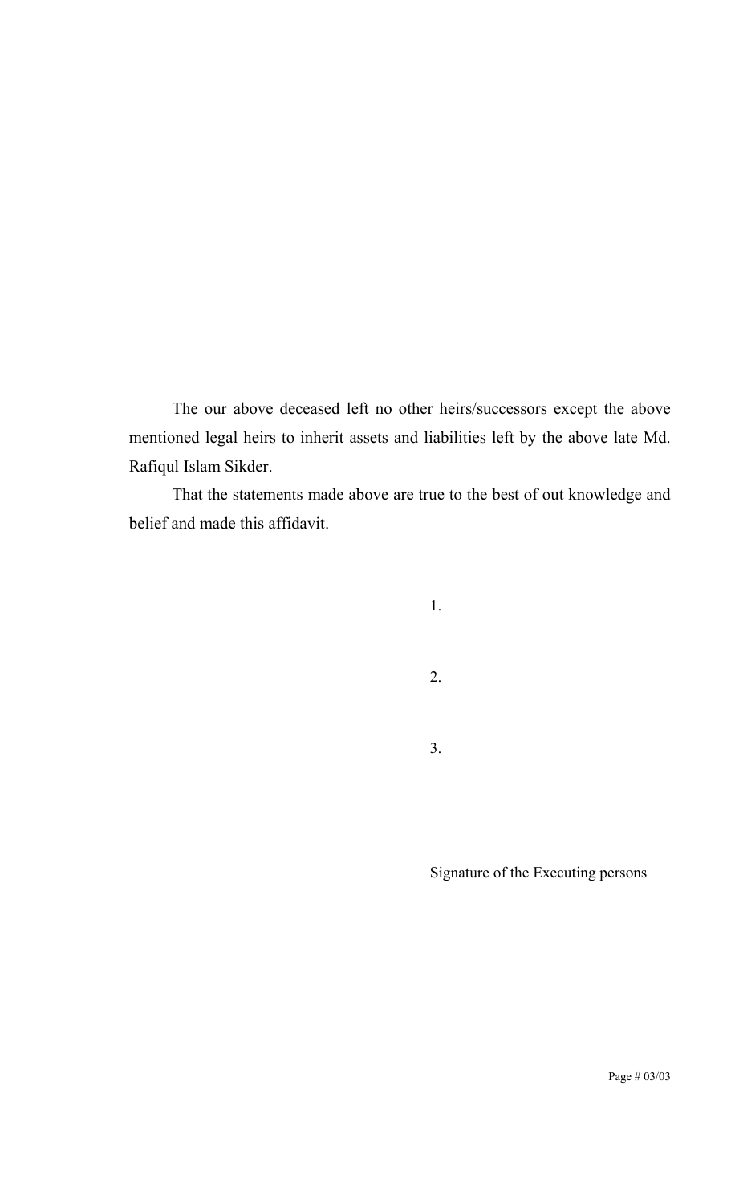The our above deceased left no other heirs/successors except the above mentioned legal heirs to inherit assets and liabilities left by the above late Md. Rafiqul Islam Sikder.

That the statements made above are true to the best of out knowledge and belief and made this affidavit.

1.

2.

3.

Signature of the Executing persons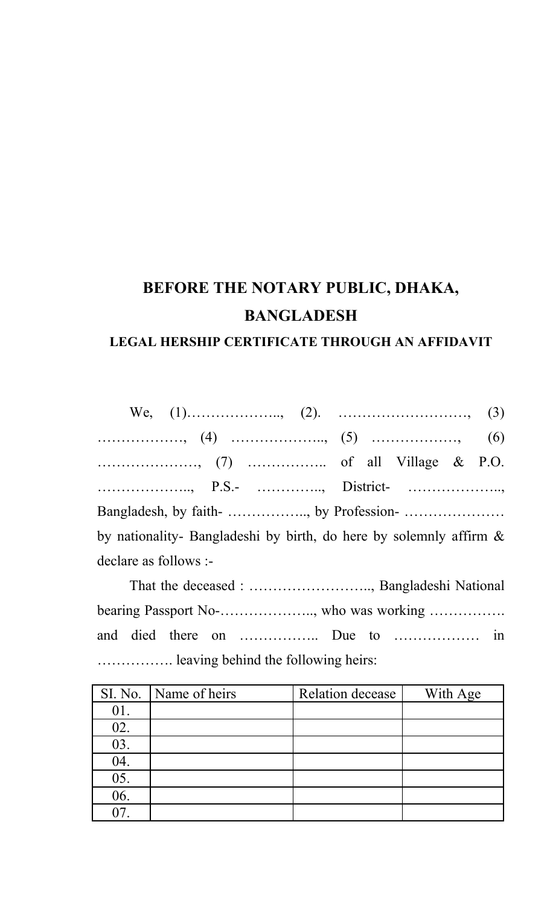# BEFORE THE NOTARY PUBLIC, DHAKA, BANGLADESH

### LEGAL HERSHIP CERTIFICATE THROUGH AN AFFIDAVIT

We, (1)……………….., (2). ………………………, (3) ………………, (4) ……………….., (5) ………………, (6) …………………, (7) …………….. of all Village & P.O. ……………….., P.S.- ………….., District- ……………….., Bangladesh, by faith- …………….., by Profession- ………………… by nationality- Bangladeshi by birth, do here by solemnly affirm & declare as follows :-

That the deceased : …………………….., Bangladeshi National bearing Passport No-……………….., who was working ……………. and died there on …………….. Due to ……………… in ……………. leaving behind the following heirs:

| SI. No. | Name of heirs | Relation decease | With Age |
|---|---|---|---|
| 01. | | | |
| 02. | | | |
| 03. | | | |
| 04. | | | |
| 05. | | | |
| 06. | | | |
| 07. | | | |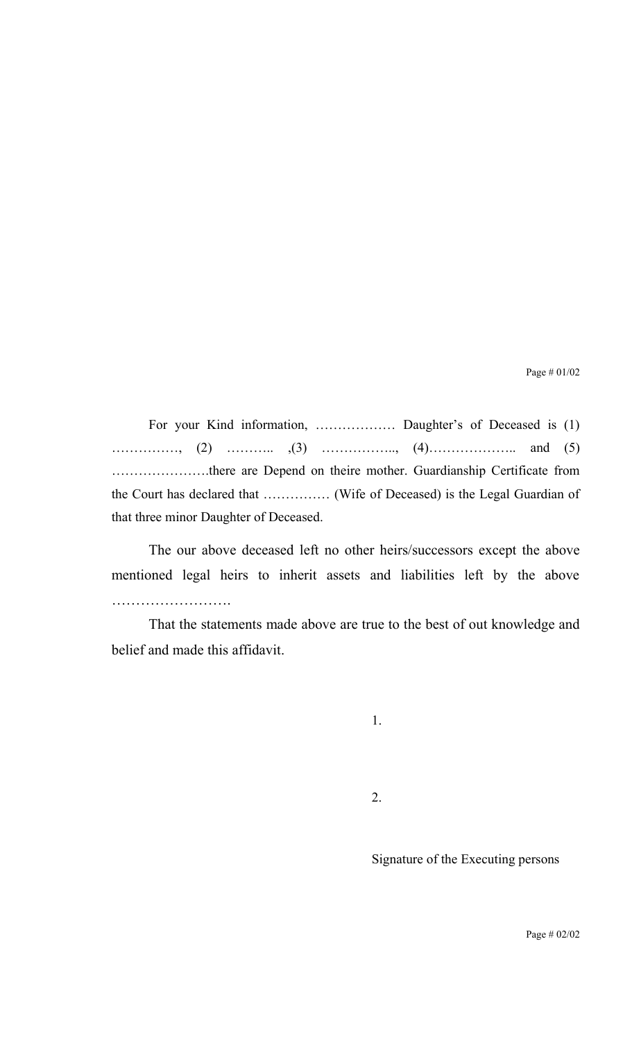For your Kind information, ……………… Daughter's of Deceased is (1) ……………, (2) ……….. ,(3) …………….., (4)……………….. and (5) ………………….there are Depend on theire mother. Guardianship Certificate from the Court has declared that …………… (Wife of Deceased) is the Legal Guardian of that three minor Daughter of Deceased.

The our above deceased left no other heirs/successors except the above mentioned legal heirs to inherit assets and liabilities left by the above …………………….

That the statements made above are true to the best of out knowledge and belief and made this affidavit.

1.

2.

Signature of the Executing persons